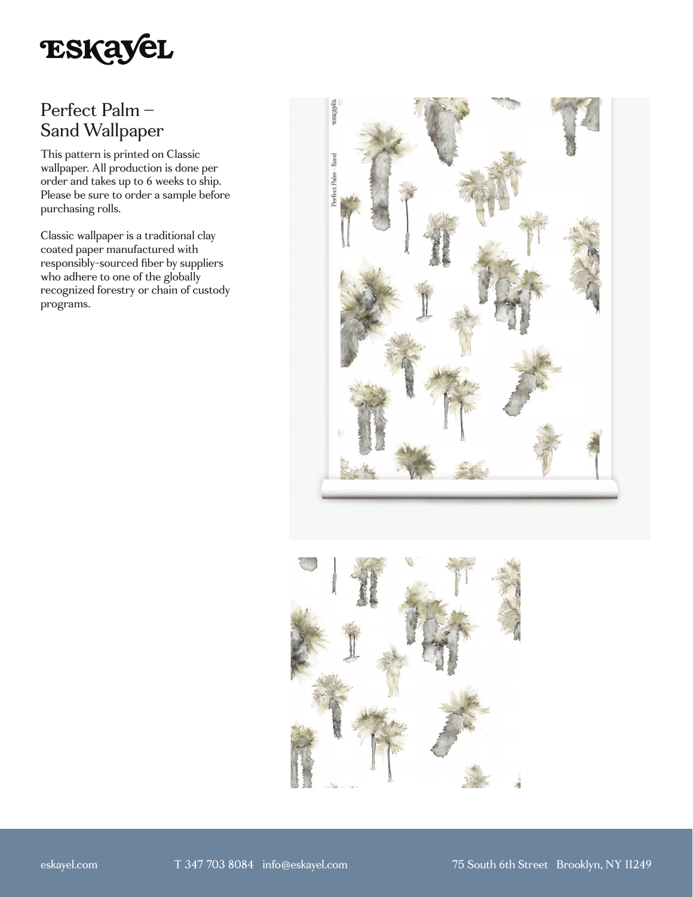# Perfect Palm – Sand Wallpaper

This pattern is printed on Classic wallpaper. All production is done per order and takes up to 6 weeks to ship. Please be sure to order a sample before purchasing rolls.

Classic wallpaper is a traditional clay coated paper manufactured with responsibly-sourced fiber by suppliers who adhere to one of the globally recognized forestry or chain of custody programs.

eskayel.com   T 347 703 8084   info@eskayel.com   75 South 6th Street   Brooklyn, NY 11249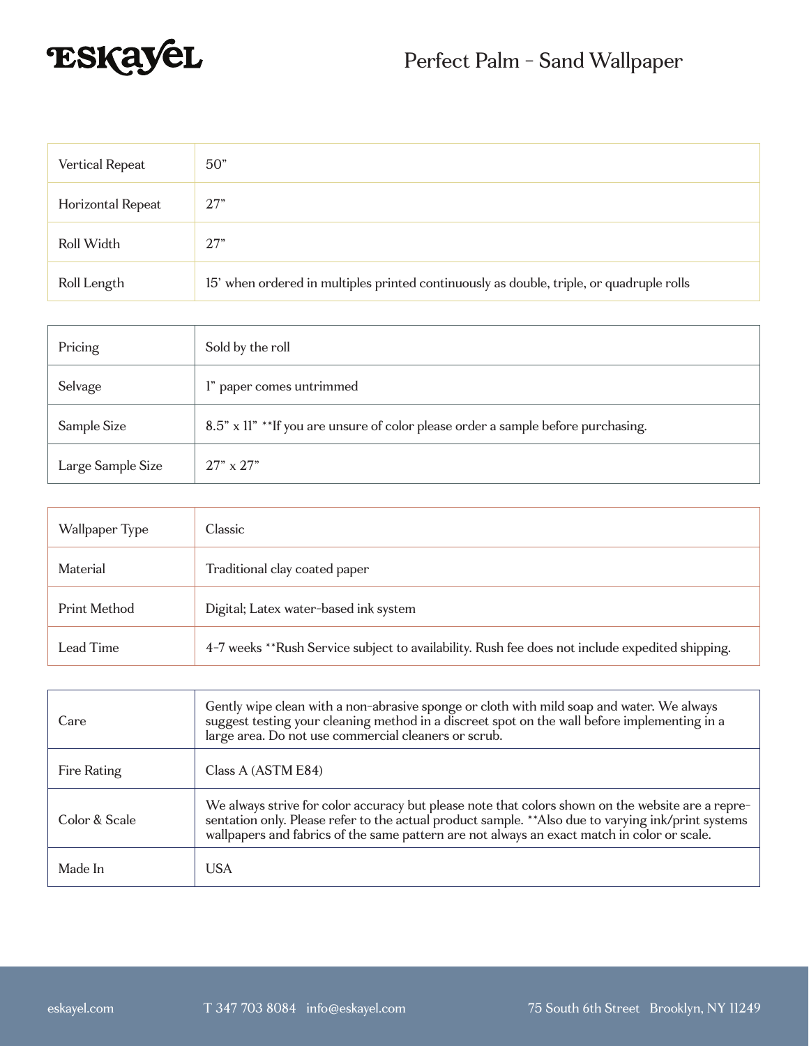# Perfect Palm - Sand Wallpaper

| | |
|---|---|
| Vertical Repeat | 50” |
| Horizontal Repeat | 27” |
| Roll Width | 27” |
| Roll Length | 15’ when ordered in multiples printed continuously as double, triple, or quadruple rolls |

| | |
|---|---|
| Pricing | Sold by the roll |
| Selvage | 1” paper comes untrimmed |
| Sample Size | 8.5” x 11” **If you are unsure of color please order a sample before purchasing. |
| Large Sample Size | 27” x 27” |

| | |
|---|---|
| Wallpaper Type | Classic |
| Material | Traditional clay coated paper |
| Print Method | Digital; Latex water-based ink system |
| Lead Time | 4-7 weeks **Rush Service subject to availability. Rush fee does not include expedited shipping. |

| | |
|---|---|
| Care | Gently wipe clean with a non-abrasive sponge or cloth with mild soap and water. We always suggest testing your cleaning method in a discreet spot on the wall before implementing in a large area. Do not use commercial cleaners or scrub. |
| Fire Rating | Class A (ASTM E84) |
| Color & Scale | We always strive for color accuracy but please note that colors shown on the website are a representation only. Please refer to the actual product sample. **Also due to varying ink/print systems wallpapers and fabrics of the same pattern are not always an exact match in color or scale. |
| Made In | USA |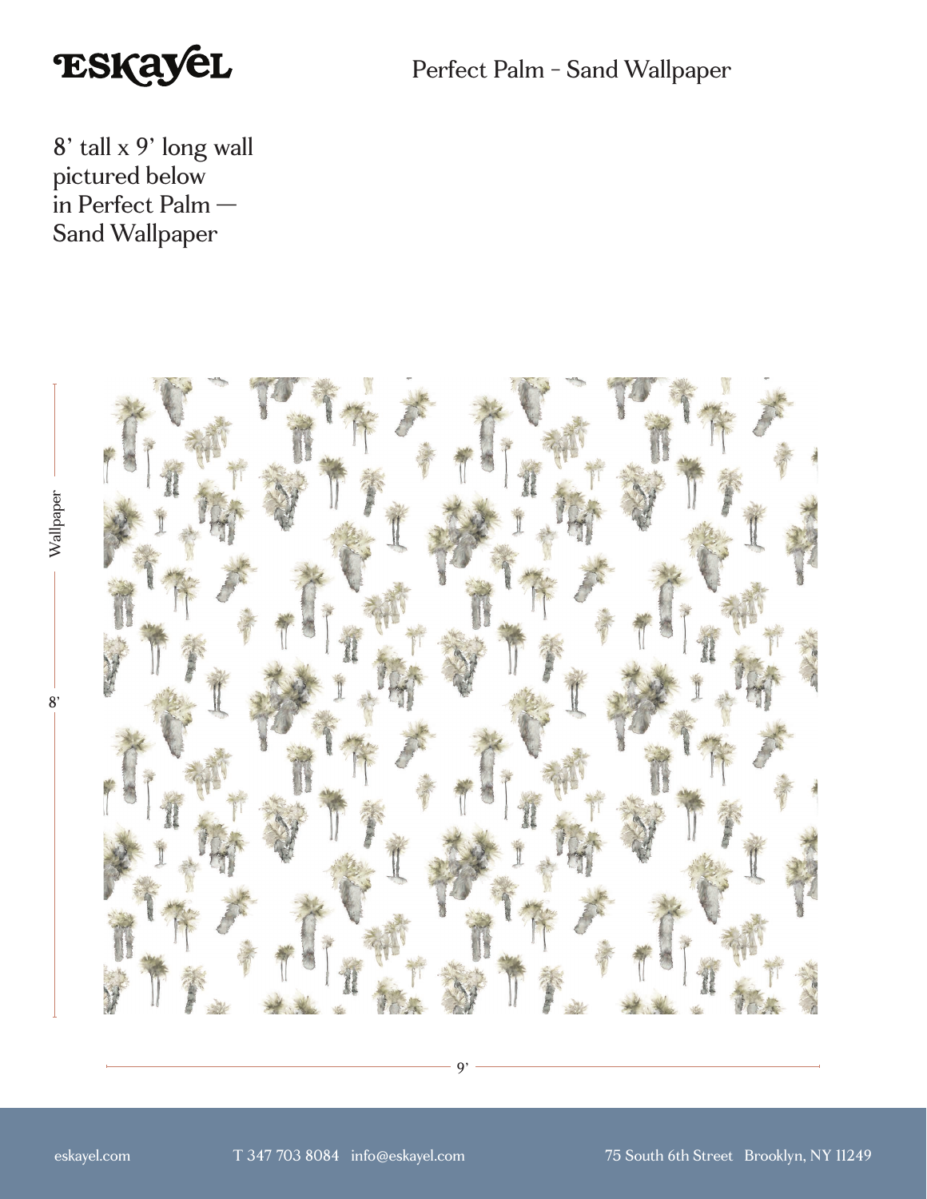ESKAYEL

Perfect Palm - Sand Wallpaper

8' tall x 9' long wall pictured below in Perfect Palm — Sand Wallpaper

Wallpaper

8'

9'

eskayel.com T 347 703 8084 info@eskayel.com 75 South 6th Street Brooklyn, NY 11249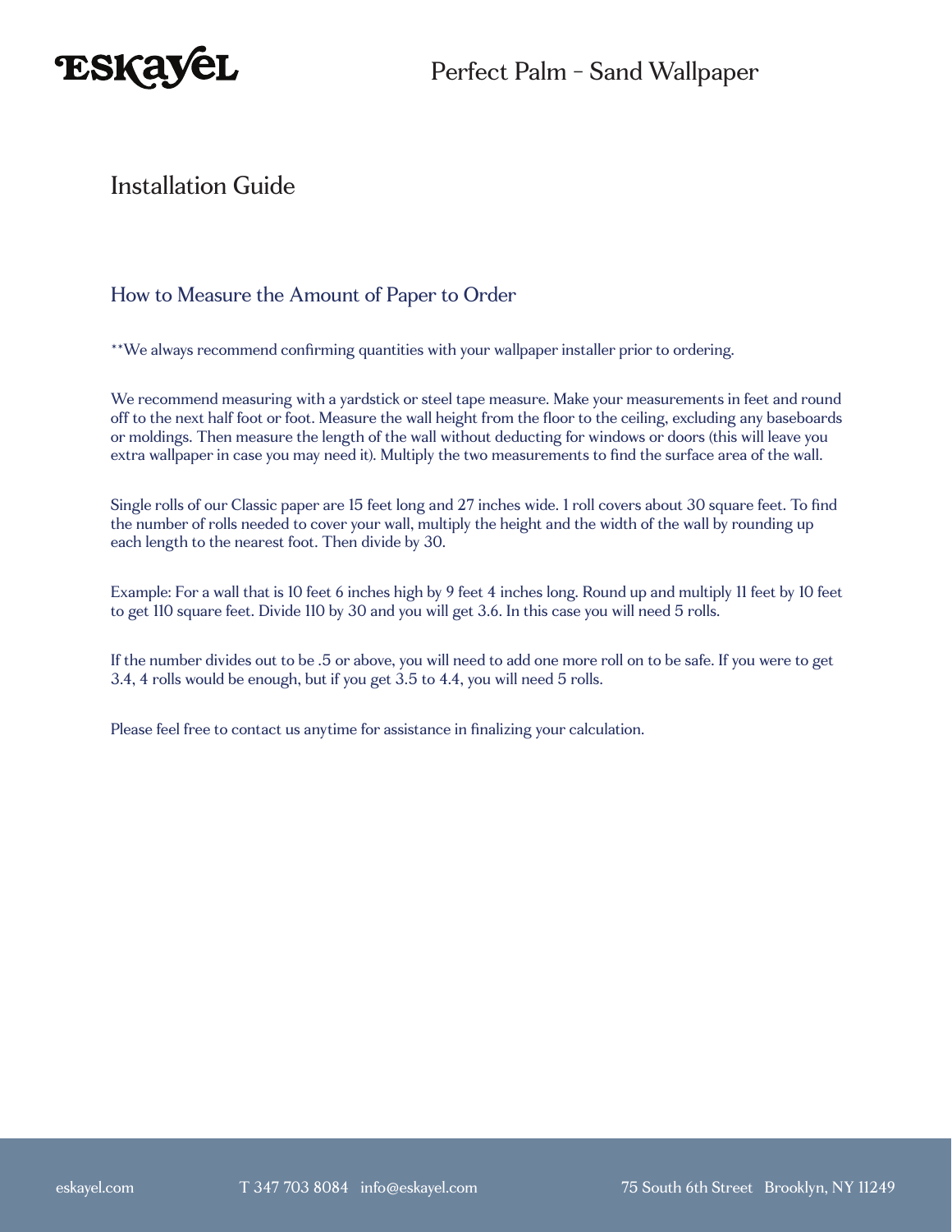# Installation Guide

## How to Measure the Amount of Paper to Order

**We always recommend confirming quantities with your wallpaper installer prior to ordering.

We recommend measuring with a yardstick or steel tape measure. Make your measurements in feet and round off to the next half foot or foot. Measure the wall height from the floor to the ceiling, excluding any baseboards or moldings. Then measure the length of the wall without deducting for windows or doors (this will leave you extra wallpaper in case you may need it). Multiply the two measurements to find the surface area of the wall.

Single rolls of our Classic paper are 15 feet long and 27 inches wide. 1 roll covers about 30 square feet. To find the number of rolls needed to cover your wall, multiply the height and the width of the wall by rounding up each length to the nearest foot. Then divide by 30.

Example: For a wall that is 10 feet 6 inches high by 9 feet 4 inches long. Round up and multiply 11 feet by 10 feet to get 110 square feet. Divide 110 by 30 and you will get 3.6. In this case you will need 5 rolls.

If the number divides out to be .5 or above, you will need to add one more roll on to be safe. If you were to get 3.4, 4 rolls would be enough, but if you get 3.5 to 4.4, you will need 5 rolls.

Please feel free to contact us anytime for assistance in finalizing your calculation.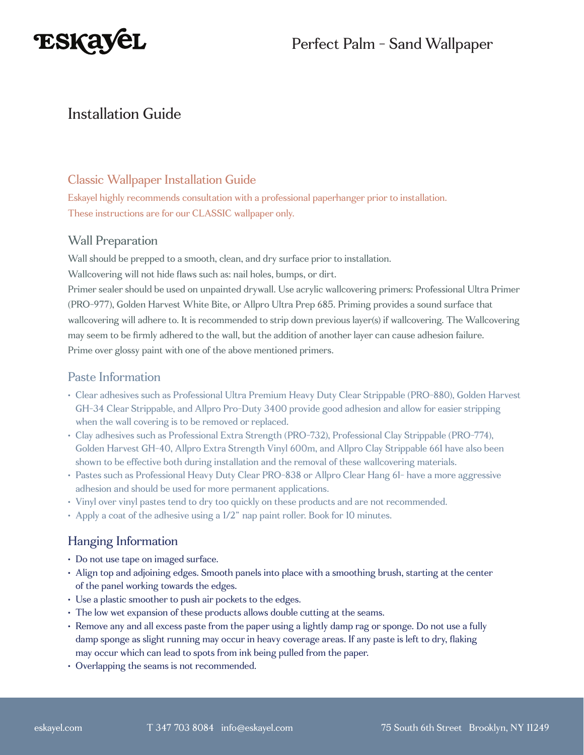# Perfect Palm - Sand Wallpaper

## Installation Guide

### Classic Wallpaper Installation Guide

Eskayel highly recommends consultation with a professional paperhanger prior to installation.
These instructions are for our CLASSIC wallpaper only.

### Wall Preparation

Wall should be prepped to a smooth, clean, and dry surface prior to installation.
Wallcovering will not hide flaws such as: nail holes, bumps, or dirt.
Primer sealer should be used on unpainted drywall. Use acrylic wallcovering primers: Professional Ultra Primer (PRO-977), Golden Harvest White Bite, or Allpro Ultra Prep 685. Priming provides a sound surface that wallcovering will adhere to. It is recommended to strip down previous layer(s) if wallcovering. The Wallcovering may seem to be firmly adhered to the wall, but the addition of another layer can cause adhesion failure.
Prime over glossy paint with one of the above mentioned primers.

### Paste Information

- Clear adhesives such as Professional Ultra Premium Heavy Duty Clear Strippable (PRO-880), Golden Harvest GH-34 Clear Strippable, and Allpro Pro-Duty 3400 provide good adhesion and allow for easier stripping when the wall covering is to be removed or replaced.
- Clay adhesives such as Professional Extra Strength (PRO-732), Professional Clay Strippable (PRO-774), Golden Harvest GH-40, Allpro Extra Strength Vinyl 600m, and Allpro Clay Strippable 661 have also been shown to be effective both during installation and the removal of these wallcovering materials.
- Pastes such as Professional Heavy Duty Clear PRO-838 or Allpro Clear Hang 61- have a more aggressive adhesion and should be used for more permanent applications.
- Vinyl over vinyl pastes tend to dry too quickly on these products and are not recommended.
- Apply a coat of the adhesive using a 1/2" nap paint roller. Book for 10 minutes.

### Hanging Information

- Do not use tape on imaged surface.
- Align top and adjoining edges. Smooth panels into place with a smoothing brush, starting at the center of the panel working towards the edges.
- Use a plastic smoother to push air pockets to the edges.
- The low wet expansion of these products allows double cutting at the seams.
- Remove any and all excess paste from the paper using a lightly damp rag or sponge. Do not use a fully damp sponge as slight running may occur in heavy coverage areas. If any paste is left to dry, flaking may occur which can lead to spots from ink being pulled from the paper.
- Overlapping the seams is not recommended.